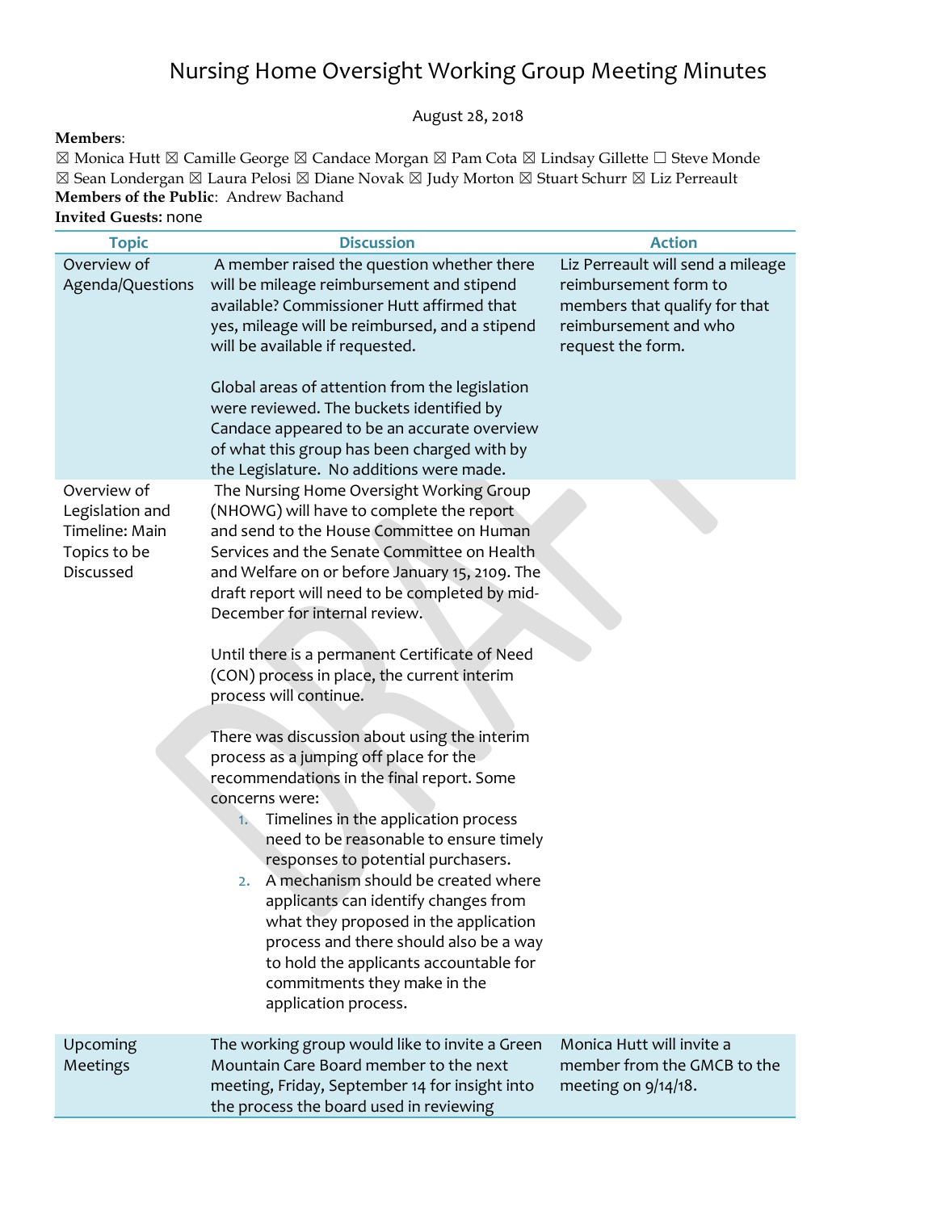# Nursing Home Oversight Working Group Meeting Minutes

August 28, 2018

**Members**:
☒ Monica Hutt ☒ Camille George ☒ Candace Morgan ☒ Pam Cota ☒ Lindsay Gillette ☐ Steve Monde
☒ Sean Londergan ☒ Laura Pelosi ☒ Diane Novak ☒ Judy Morton ☒ Stuart Schurr ☒ Liz Perreault
**Members of the Public**: Andrew Bachand
**Invited Guests:** none

| Topic | Discussion | Action |
|---|---|---|
| Overview of Agenda/Questions | A member raised the question whether there will be mileage reimbursement and stipend available? Commissioner Hutt affirmed that yes, mileage will be reimbursed, and a stipend will be available if requested.<br><br>Global areas of attention from the legislation were reviewed. The buckets identified by Candace appeared to be an accurate overview of what this group has been charged with by the Legislature. No additions were made. | Liz Perreault will send a mileage reimbursement form to members that qualify for that reimbursement and who request the form. |
| Overview of Legislation and Timeline: Main Topics to be Discussed | The Nursing Home Oversight Working Group (NHOWG) will have to complete the report and send to the House Committee on Human Services and the Senate Committee on Health and Welfare on or before January 15, 2109. The draft report will need to be completed by mid-December for internal review.<br><br>Until there is a permanent Certificate of Need (CON) process in place, the current interim process will continue.<br><br>There was discussion about using the interim process as a jumping off place for the recommendations in the final report. Some concerns were:<br>1. Timelines in the application process need to be reasonable to ensure timely responses to potential purchasers.<br>2. A mechanism should be created where applicants can identify changes from what they proposed in the application process and there should also be a way to hold the applicants accountable for commitments they make in the application process. | |
| Upcoming Meetings | The working group would like to invite a Green Mountain Care Board member to the next meeting, Friday, September 14 for insight into the process the board used in reviewing | Monica Hutt will invite a member from the GMCB to the meeting on 9/14/18. |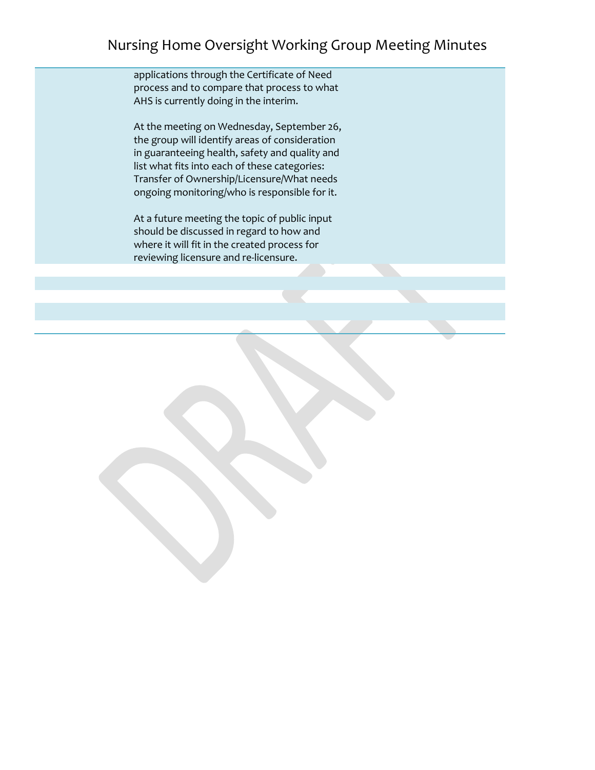applications through the Certificate of Need process and to compare that process to what AHS is currently doing in the interim.

At the meeting on Wednesday, September 26, the group will identify areas of consideration in guaranteeing health, safety and quality and list what fits into each of these categories: Transfer of Ownership/Licensure/What needs ongoing monitoring/who is responsible for it.

At a future meeting the topic of public input should be discussed in regard to how and where it will fit in the created process for reviewing licensure and re-licensure.